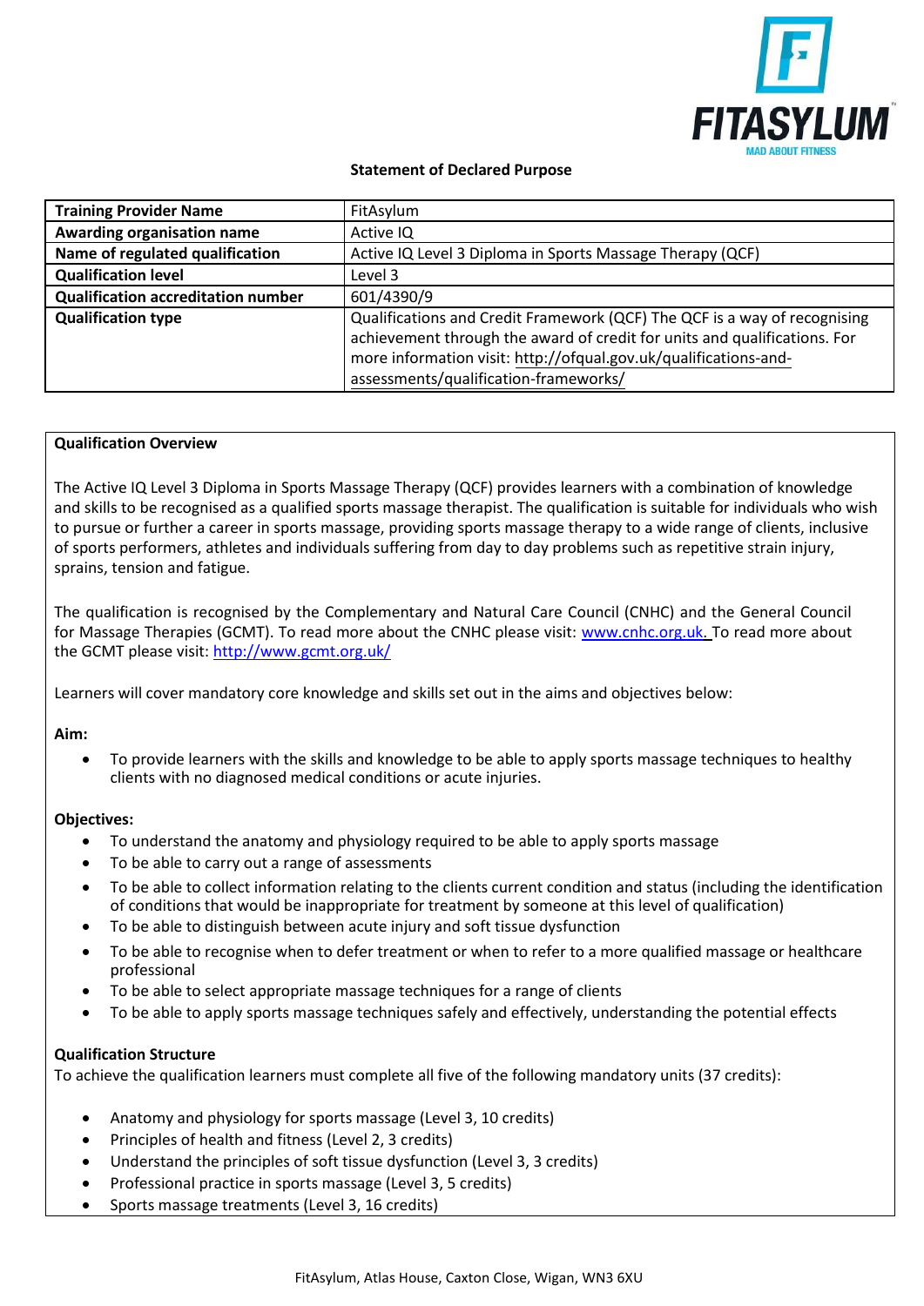**Statement of Declared Purpose**

| **Training Provider Name** | FitAsylum |
| --- | --- |
| **Awarding organisation name** | Active IQ |
| **Name of regulated qualification** | Active IQ Level 3 Diploma in Sports Massage Therapy (QCF) |
| **Qualification level** | Level 3 |
| **Qualification accreditation number** | 601/4390/9 |
| **Qualification type** | Qualifications and Credit Framework (QCF) The QCF is a way of recognising achievement through the award of credit for units and qualifications. For more information visit: http://ofqual.gov.uk/qualifications-and-assessments/qualification-frameworks/ |

**Qualification Overview**

The Active IQ Level 3 Diploma in Sports Massage Therapy (QCF) provides learners with a combination of knowledge and skills to be recognised as a qualified sports massage therapist. The qualification is suitable for individuals who wish to pursue or further a career in sports massage, providing sports massage therapy to a wide range of clients, inclusive of sports performers, athletes and individuals suffering from day to day problems such as repetitive strain injury, sprains, tension and fatigue.

The qualification is recognised by the Complementary and Natural Care Council (CNHC) and the General Council for Massage Therapies (GCMT). To read more about the CNHC please visit: www.cnhc.org.uk. To read more about the GCMT please visit: http://www.gcmt.org.uk/

Learners will cover mandatory core knowledge and skills set out in the aims and objectives below:

**Aim:**

- To provide learners with the skills and knowledge to be able to apply sports massage techniques to healthy clients with no diagnosed medical conditions or acute injuries.

**Objectives:**

- To understand the anatomy and physiology required to be able to apply sports massage
- To be able to carry out a range of assessments
- To be able to collect information relating to the clients current condition and status (including the identification of conditions that would be inappropriate for treatment by someone at this level of qualification)
- To be able to distinguish between acute injury and soft tissue dysfunction
- To be able to recognise when to defer treatment or when to refer to a more qualified massage or healthcare professional
- To be able to select appropriate massage techniques for a range of clients
- To be able to apply sports massage techniques safely and effectively, understanding the potential effects

**Qualification Structure**

To achieve the qualification learners must complete all five of the following mandatory units (37 credits):

- Anatomy and physiology for sports massage (Level 3, 10 credits)
- Principles of health and fitness (Level 2, 3 credits)
- Understand the principles of soft tissue dysfunction (Level 3, 3 credits)
- Professional practice in sports massage (Level 3, 5 credits)
- Sports massage treatments (Level 3, 16 credits)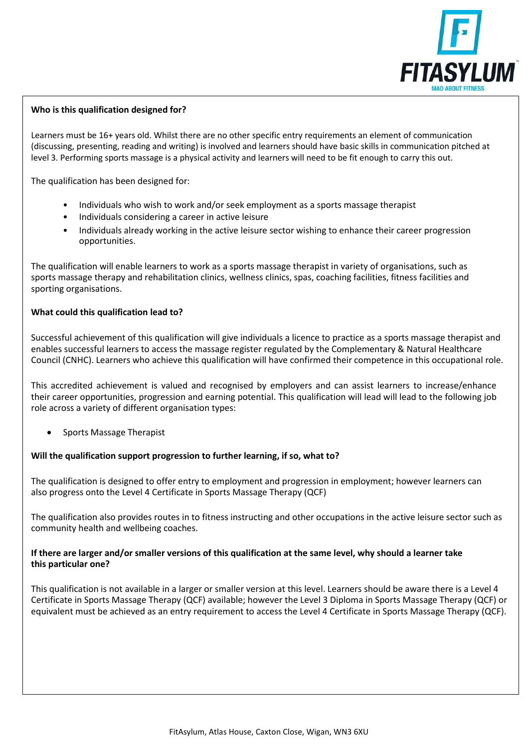**Who is this qualification designed for?**

Learners must be 16+ years old. Whilst there are no other specific entry requirements an element of communication (discussing, presenting, reading and writing) is involved and learners should have basic skills in communication pitched at level 3. Performing sports massage is a physical activity and learners will need to be fit enough to carry this out.

The qualification has been designed for:

- Individuals who wish to work and/or seek employment as a sports massage therapist
- Individuals considering a career in active leisure
- Individuals already working in the active leisure sector wishing to enhance their career progression opportunities.

The qualification will enable learners to work as a sports massage therapist in variety of organisations, such as sports massage therapy and rehabilitation clinics, wellness clinics, spas, coaching facilities, fitness facilities and sporting organisations.

**What could this qualification lead to?**

Successful achievement of this qualification will give individuals a licence to practice as a sports massage therapist and enables successful learners to access the massage register regulated by the Complementary & Natural Healthcare Council (CNHC). Learners who achieve this qualification will have confirmed their competence in this occupational role.

This accredited achievement is valued and recognised by employers and can assist learners to increase/enhance their career opportunities, progression and earning potential. This qualification will lead will lead to the following job role across a variety of different organisation types:

- Sports Massage Therapist

**Will the qualification support progression to further learning, if so, what to?**

The qualification is designed to offer entry to employment and progression in employment; however learners can also progress onto the Level 4 Certificate in Sports Massage Therapy (QCF)

The qualification also provides routes in to fitness instructing and other occupations in the active leisure sector such as community health and wellbeing coaches.

**If there are larger and/or smaller versions of this qualification at the same level, why should a learner take this particular one?**

This qualification is not available in a larger or smaller version at this level. Learners should be aware there is a Level 4 Certificate in Sports Massage Therapy (QCF) available; however the Level 3 Diploma in Sports Massage Therapy (QCF) or equivalent must be achieved as an entry requirement to access the Level 4 Certificate in Sports Massage Therapy (QCF).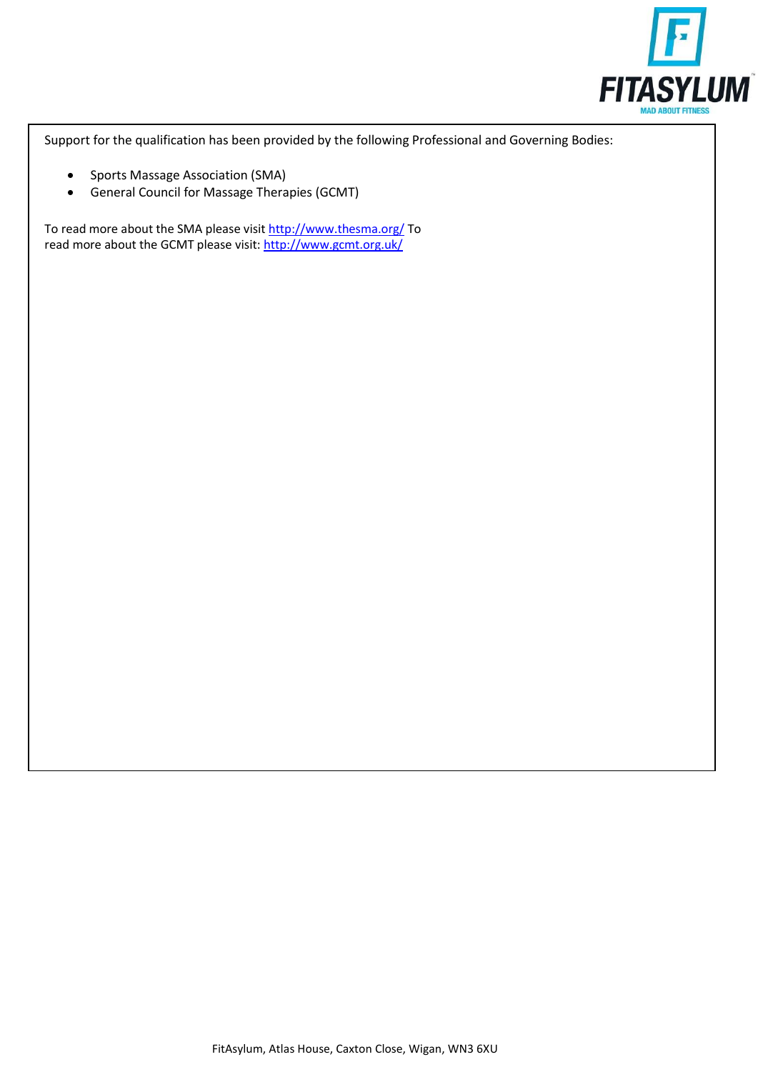Support for the qualification has been provided by the following Professional and Governing Bodies:

- Sports Massage Association (SMA)
- General Council for Massage Therapies (GCMT)

To read more about the SMA please visit http://www.thesma.org/ To read more about the GCMT please visit: http://www.gcmt.org.uk/